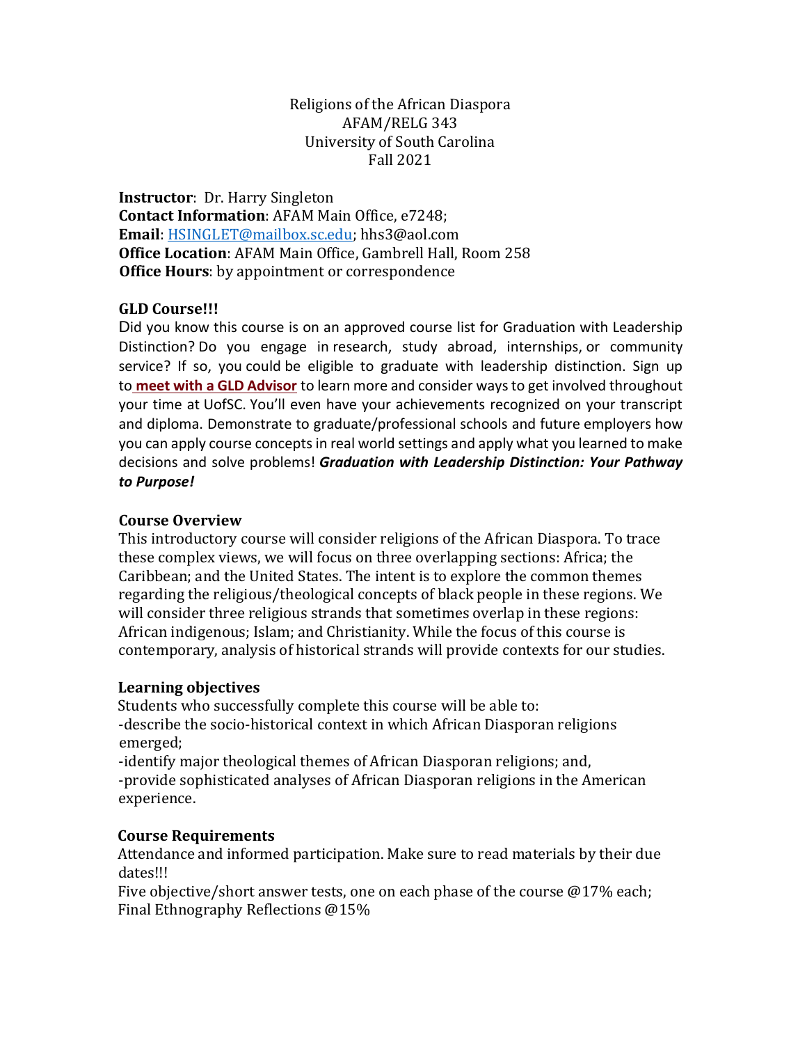Religions of the African Diaspora
AFAM/RELG 343
University of South Carolina
Fall 2021

**Instructor**: Dr. Harry Singleton
**Contact Information**: AFAM Main Office, e7248;
**Email**: HSINGLET@mailbox.sc.edu; hhs3@aol.com
**Office Location**: AFAM Main Office, Gambrell Hall, Room 258
**Office Hours**: by appointment or correspondence

**GLD Course!!!**

Did you know this course is on an approved course list for Graduation with Leadership Distinction? Do you engage in research, study abroad, internships, or community service? If so, you could be eligible to graduate with leadership distinction. Sign up to **meet with a GLD Advisor** to learn more and consider ways to get involved throughout your time at UofSC. You'll even have your achievements recognized on your transcript and diploma. Demonstrate to graduate/professional schools and future employers how you can apply course concepts in real world settings and apply what you learned to make decisions and solve problems! ***Graduation with Leadership Distinction: Your Pathway to Purpose!***

**Course Overview**

This introductory course will consider religions of the African Diaspora. To trace these complex views, we will focus on three overlapping sections: Africa; the Caribbean; and the United States. The intent is to explore the common themes regarding the religious/theological concepts of black people in these regions. We will consider three religious strands that sometimes overlap in these regions: African indigenous; Islam; and Christianity. While the focus of this course is contemporary, analysis of historical strands will provide contexts for our studies.

**Learning objectives**

Students who successfully complete this course will be able to:
-describe the socio-historical context in which African Diasporan religions emerged;
-identify major theological themes of African Diasporan religions; and,
-provide sophisticated analyses of African Diasporan religions in the American experience.

**Course Requirements**

Attendance and informed participation. Make sure to read materials by their due dates!!!
Five objective/short answer tests, one on each phase of the course @17% each;
Final Ethnography Reflections @15%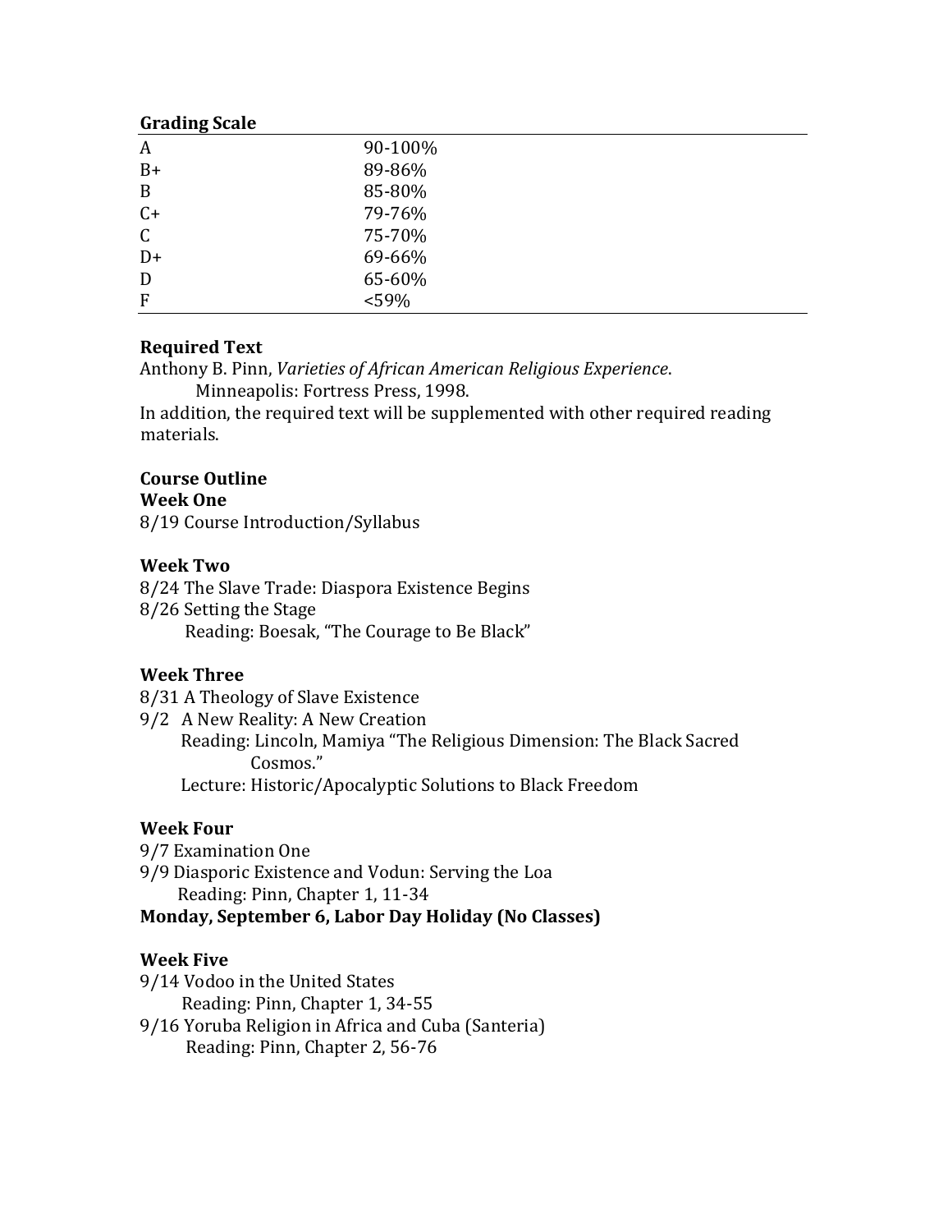**Grading Scale**

| | |
|---|---|
| A | 90-100% |
| B+ | 89-86% |
| B | 85-80% |
| C+ | 79-76% |
| C | 75-70% |
| D+ | 69-66% |
| D | 65-60% |
| F | <59% |

**Required Text**

Anthony B. Pinn, *Varieties of African American Religious Experience*. Minneapolis: Fortress Press, 1998.

In addition, the required text will be supplemented with other required reading materials.

**Course Outline**

**Week One**

8/19 Course Introduction/Syllabus

**Week Two**

8/24 The Slave Trade: Diaspora Existence Begins

8/26 Setting the Stage

Reading: Boesak, "The Courage to Be Black"

**Week Three**

8/31 A Theology of Slave Existence

9/2 A New Reality: A New Creation

Reading: Lincoln, Mamiya "The Religious Dimension: The Black Sacred Cosmos."

Lecture: Historic/Apocalyptic Solutions to Black Freedom

**Week Four**

9/7 Examination One

9/9 Diasporic Existence and Vodun: Serving the Loa

Reading: Pinn, Chapter 1, 11-34

**Monday, September 6, Labor Day Holiday (No Classes)**

**Week Five**

9/14 Vodoo in the United States

Reading: Pinn, Chapter 1, 34-55

9/16 Yoruba Religion in Africa and Cuba (Santeria)

Reading: Pinn, Chapter 2, 56-76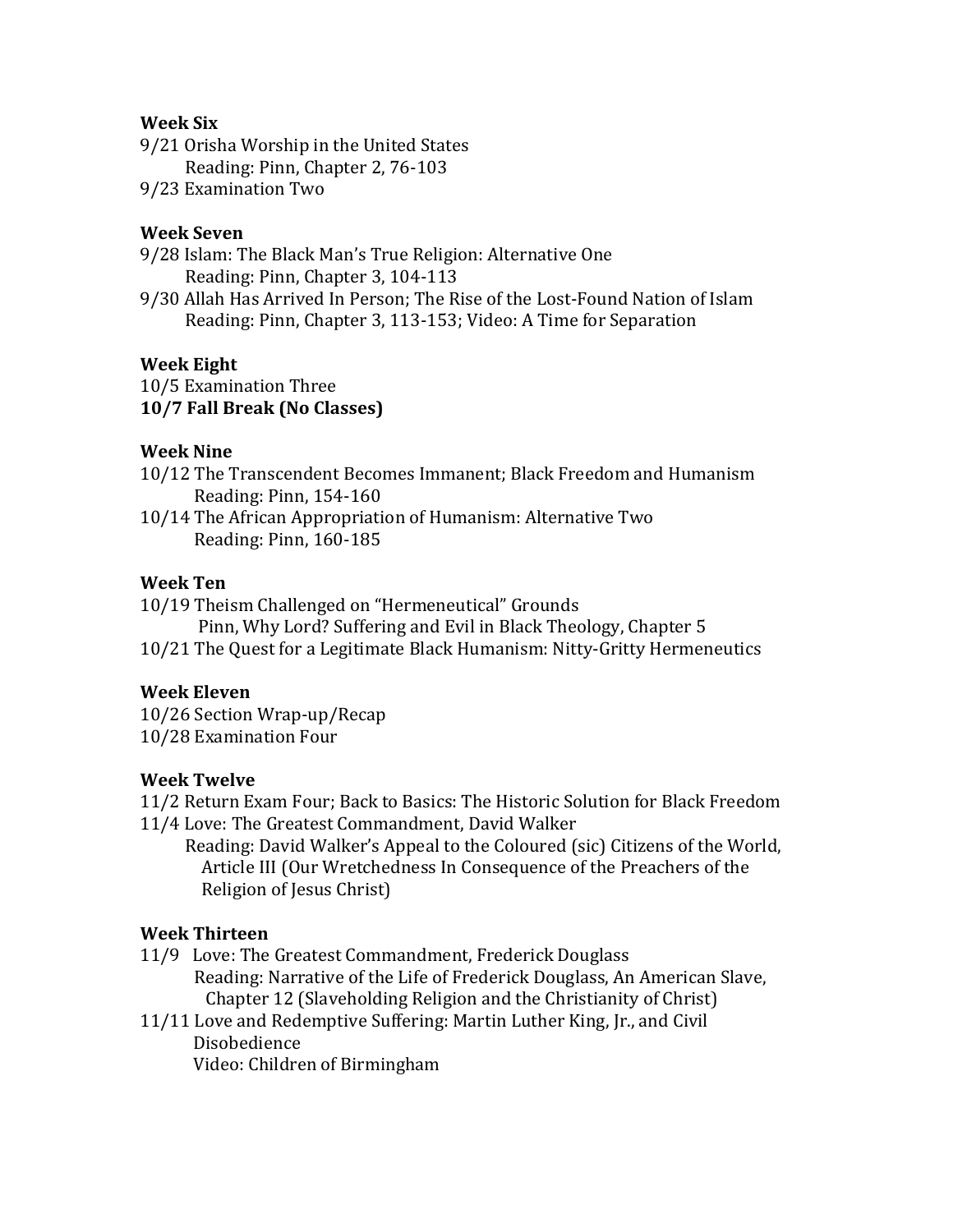**Week Six**

9/21 Orisha Worship in the United States
Reading: Pinn, Chapter 2, 76-103

9/23 Examination Two

**Week Seven**

9/28 Islam: The Black Man's True Religion: Alternative One
Reading: Pinn, Chapter 3, 104-113

9/30 Allah Has Arrived In Person; The Rise of the Lost-Found Nation of Islam
Reading: Pinn, Chapter 3, 113-153; Video: A Time for Separation

**Week Eight**

10/5 Examination Three

**10/7 Fall Break (No Classes)**

**Week Nine**

10/12 The Transcendent Becomes Immanent; Black Freedom and Humanism
Reading: Pinn, 154-160

10/14 The African Appropriation of Humanism: Alternative Two
Reading: Pinn, 160-185

**Week Ten**

10/19 Theism Challenged on "Hermeneutical" Grounds
Pinn, Why Lord? Suffering and Evil in Black Theology, Chapter 5

10/21 The Quest for a Legitimate Black Humanism: Nitty-Gritty Hermeneutics

**Week Eleven**

10/26 Section Wrap-up/Recap

10/28 Examination Four

**Week Twelve**

11/2 Return Exam Four; Back to Basics: The Historic Solution for Black Freedom

11/4 Love: The Greatest Commandment, David Walker
Reading: David Walker's Appeal to the Coloured (sic) Citizens of the World, Article III (Our Wretchedness In Consequence of the Preachers of the Religion of Jesus Christ)

**Week Thirteen**

11/9 Love: The Greatest Commandment, Frederick Douglass
Reading: Narrative of the Life of Frederick Douglass, An American Slave, Chapter 12 (Slaveholding Religion and the Christianity of Christ)

11/11 Love and Redemptive Suffering: Martin Luther King, Jr., and Civil Disobedience
Video: Children of Birmingham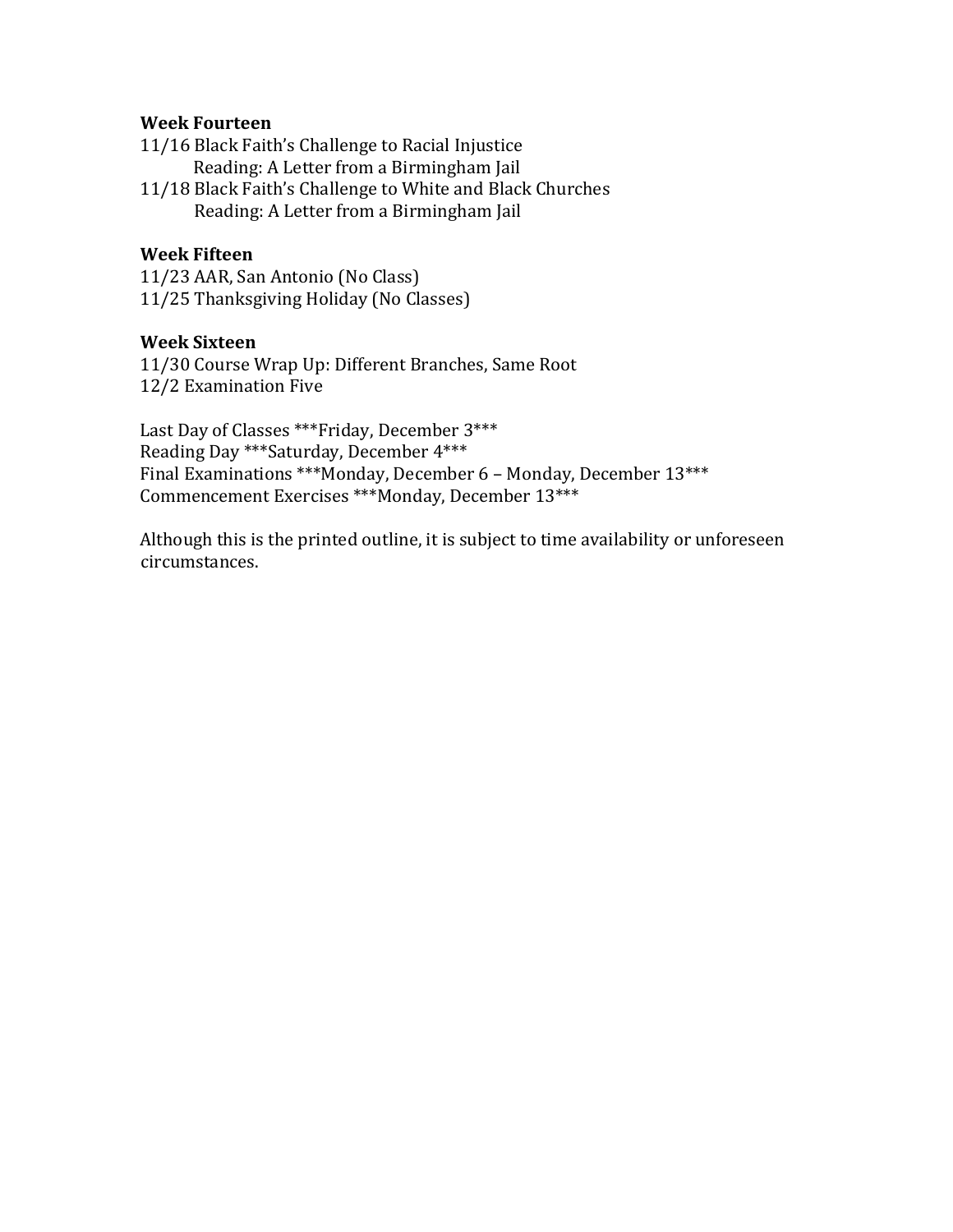**Week Fourteen**

11/16 Black Faith's Challenge to Racial Injustice
Reading: A Letter from a Birmingham Jail

11/18 Black Faith's Challenge to White and Black Churches
Reading: A Letter from a Birmingham Jail

**Week Fifteen**

11/23 AAR, San Antonio (No Class)

11/25 Thanksgiving Holiday (No Classes)

**Week Sixteen**

11/30 Course Wrap Up: Different Branches, Same Root

12/2 Examination Five

Last Day of Classes ***Friday, December 3***
Reading Day ***Saturday, December 4***
Final Examinations ***Monday, December 6 – Monday, December 13***
Commencement Exercises ***Monday, December 13***

Although this is the printed outline, it is subject to time availability or unforeseen circumstances.